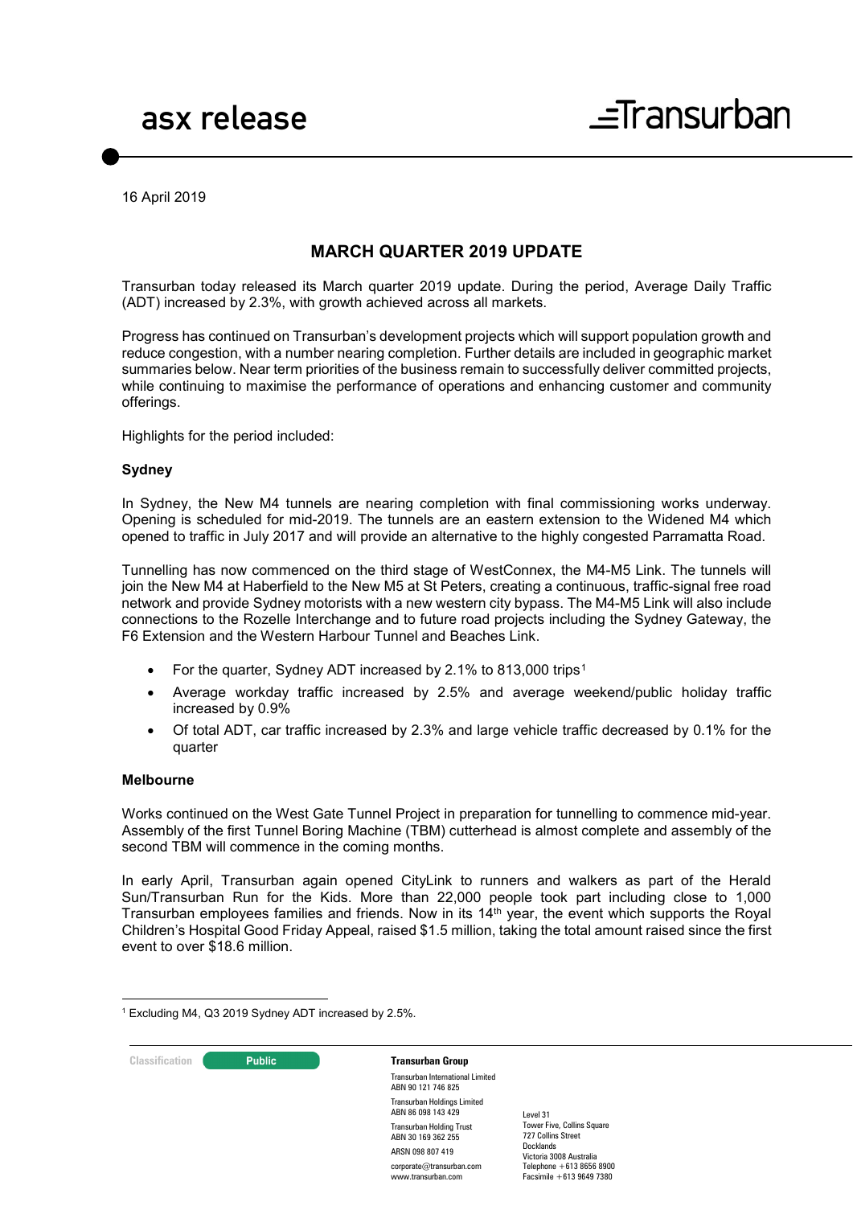asx release

16 April 2019

## MARCH QUARTER 2019 UPDATE

Transurban today released its March quarter 2019 update. During the period, Average Daily Traffic (ADT) increased by 2.3%, with growth achieved across all markets.

Progress has continued on Transurban's development projects which will support population growth and reduce congestion, with a number nearing completion. Further details are included in geographic market summaries below. Near term priorities of the business remain to successfully deliver committed projects, while continuing to maximise the performance of operations and enhancing customer and community offerings.

Highlights for the period included:

### Sydney

In Sydney, the New M4 tunnels are nearing completion with final commissioning works underway. Opening is scheduled for mid-2019. The tunnels are an eastern extension to the Widened M4 which opened to traffic in July 2017 and will provide an alternative to the highly congested Parramatta Road.

Tunnelling has now commenced on the third stage of WestConnex, the M4-M5 Link. The tunnels will join the New M4 at Haberfield to the New M5 at St Peters, creating a continuous, traffic-signal free road network and provide Sydney motorists with a new western city bypass. The M4-M5 Link will also include connections to the Rozelle Interchange and to future road projects including the Sydney Gateway, the F6 Extension and the Western Harbour Tunnel and Beaches Link.

- For the quarter, Sydney ADT increased by 2.1% to 813,000 trips[1]
- Average workday traffic increased by 2.5% and average weekend/public holiday traffic increased by 0.9%
- Of total ADT, car traffic increased by 2.3% and large vehicle traffic decreased by 0.1% for the quarter

### Melbourne

Works continued on the West Gate Tunnel Project in preparation for tunnelling to commence mid-year. Assembly of the first Tunnel Boring Machine (TBM) cutterhead is almost complete and assembly of the second TBM will commence in the coming months.

In early April, Transurban again opened CityLink to runners and walkers as part of the Herald Sun/Transurban Run for the Kids. More than 22,000 people took part including close to 1,000 Transurban employees families and friends. Now in its 14th year, the event which supports the Royal Children's Hospital Good Friday Appeal, raised $1.5 million, taking the total amount raised since the first event to over $18.6 million.

[1] Excluding M4, Q3 2019 Sydney ADT increased by 2.5%.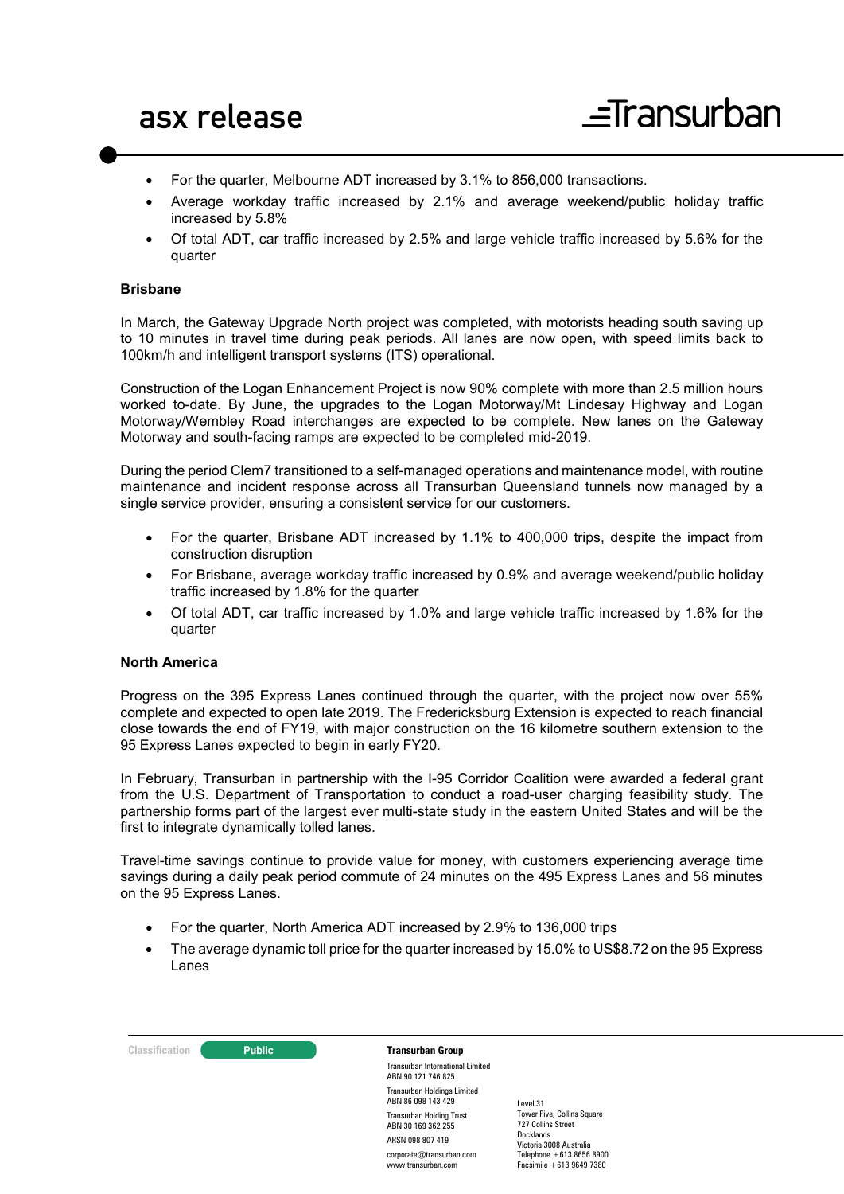- For the quarter, Melbourne ADT increased by 3.1% to 856,000 transactions.
- Average workday traffic increased by 2.1% and average weekend/public holiday traffic increased by 5.8%
- Of total ADT, car traffic increased by 2.5% and large vehicle traffic increased by 5.6% for the quarter

**Brisbane**

In March, the Gateway Upgrade North project was completed, with motorists heading south saving up to 10 minutes in travel time during peak periods. All lanes are now open, with speed limits back to 100km/h and intelligent transport systems (ITS) operational.

Construction of the Logan Enhancement Project is now 90% complete with more than 2.5 million hours worked to-date. By June, the upgrades to the Logan Motorway/Mt Lindesay Highway and Logan Motorway/Wembley Road interchanges are expected to be complete. New lanes on the Gateway Motorway and south-facing ramps are expected to be completed mid-2019.

During the period Clem7 transitioned to a self-managed operations and maintenance model, with routine maintenance and incident response across all Transurban Queensland tunnels now managed by a single service provider, ensuring a consistent service for our customers.

- For the quarter, Brisbane ADT increased by 1.1% to 400,000 trips, despite the impact from construction disruption
- For Brisbane, average workday traffic increased by 0.9% and average weekend/public holiday traffic increased by 1.8% for the quarter
- Of total ADT, car traffic increased by 1.0% and large vehicle traffic increased by 1.6% for the quarter

**North America**

Progress on the 395 Express Lanes continued through the quarter, with the project now over 55% complete and expected to open late 2019. The Fredericksburg Extension is expected to reach financial close towards the end of FY19, with major construction on the 16 kilometre southern extension to the 95 Express Lanes expected to begin in early FY20.

In February, Transurban in partnership with the I-95 Corridor Coalition were awarded a federal grant from the U.S. Department of Transportation to conduct a road-user charging feasibility study. The partnership forms part of the largest ever multi-state study in the eastern United States and will be the first to integrate dynamically tolled lanes.

Travel-time savings continue to provide value for money, with customers experiencing average time savings during a daily peak period commute of 24 minutes on the 495 Express Lanes and 56 minutes on the 95 Express Lanes.

- For the quarter, North America ADT increased by 2.9% to 136,000 trips
- The average dynamic toll price for the quarter increased by 15.0% to US$8.72 on the 95 Express Lanes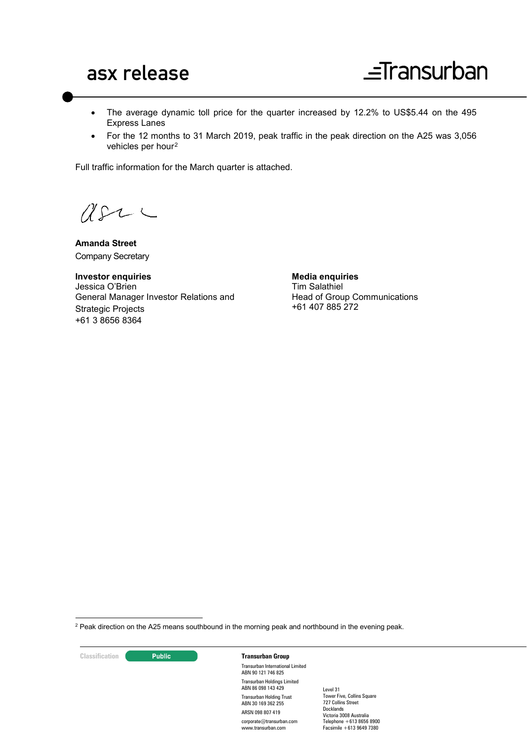- The average dynamic toll price for the quarter increased by 12.2% to US$5.44 on the 495 Express Lanes
- For the 12 months to 31 March 2019, peak traffic in the peak direction on the A25 was 3,056 vehicles per hour[2]

Full traffic information for the March quarter is attached.

**Amanda Street**
Company Secretary

**Investor enquiries**
Jessica O'Brien
General Manager Investor Relations and Strategic Projects
+61 3 8656 8364

**Media enquiries**
Tim Salathiel
Head of Group Communications
+61 407 885 272

[2] Peak direction on the A25 means southbound in the morning peak and northbound in the evening peak.

Classification: Public

**Transurban Group**

Transurban International Limited
ABN 90 121 746 825

Transurban Holdings Limited
ABN 86 098 143 429

Transurban Holding Trust
ABN 30 169 362 255

ARSN 098 807 419

corporate@transurban.com
www.transurban.com

Level 31
Tower Five, Collins Square
727 Collins Street
Docklands
Victoria 3008 Australia
Telephone +613 8656 8900
Facsimile +613 9649 7380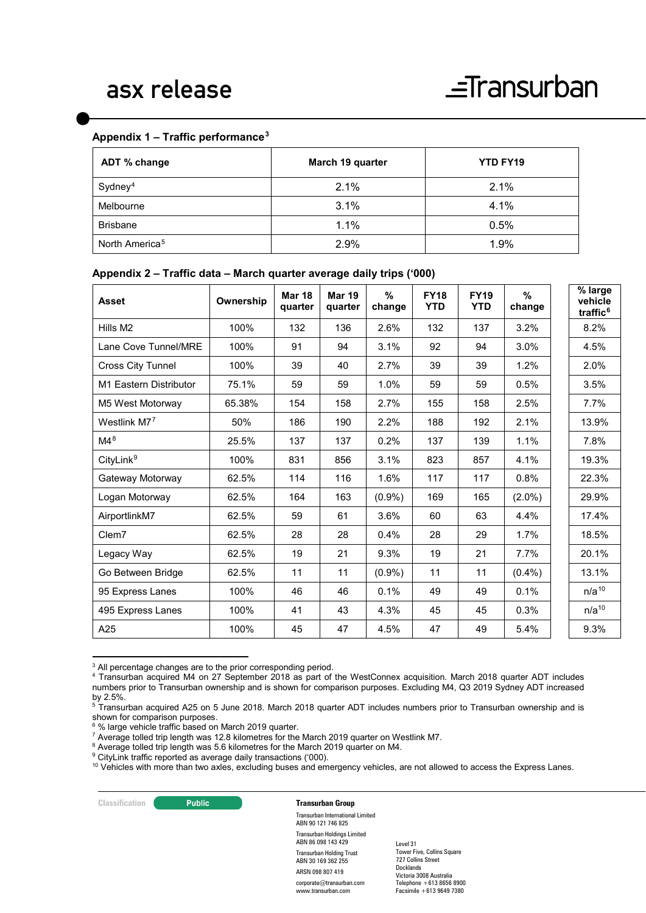## Appendix 1 – Traffic performance[3]

| ADT % change | March 19 quarter | YTD FY19 |
|---|---|---|
| Sydney[4] | 2.1% | 2.1% |
| Melbourne | 3.1% | 4.1% |
| Brisbane | 1.1% | 0.5% |
| North America[5] | 2.9% | 1.9% |

## Appendix 2 – Traffic data – March quarter average daily trips ('000)

| Asset | Ownership | Mar 18 quarter | Mar 19 quarter | % change | FY18 YTD | FY19 YTD | % change | % large vehicle traffic[6] |
|---|---|---|---|---|---|---|---|---|
| Hills M2 | 100% | 132 | 136 | 2.6% | 132 | 137 | 3.2% | 8.2% |
| Lane Cove Tunnel/MRE | 100% | 91 | 94 | 3.1% | 92 | 94 | 3.0% | 4.5% |
| Cross City Tunnel | 100% | 39 | 40 | 2.7% | 39 | 39 | 1.2% | 2.0% |
| M1 Eastern Distributor | 75.1% | 59 | 59 | 1.0% | 59 | 59 | 0.5% | 3.5% |
| M5 West Motorway | 65.38% | 154 | 158 | 2.7% | 155 | 158 | 2.5% | 7.7% |
| Westlink M7[7] | 50% | 186 | 190 | 2.2% | 188 | 192 | 2.1% | 13.9% |
| M4[8] | 25.5% | 137 | 137 | 0.2% | 137 | 139 | 1.1% | 7.8% |
| CityLink[9] | 100% | 831 | 856 | 3.1% | 823 | 857 | 4.1% | 19.3% |
| Gateway Motorway | 62.5% | 114 | 116 | 1.6% | 117 | 117 | 0.8% | 22.3% |
| Logan Motorway | 62.5% | 164 | 163 | (0.9%) | 169 | 165 | (2.0%) | 29.9% |
| AirportlinkM7 | 62.5% | 59 | 61 | 3.6% | 60 | 63 | 4.4% | 17.4% |
| Clem7 | 62.5% | 28 | 28 | 0.4% | 28 | 29 | 1.7% | 18.5% |
| Legacy Way | 62.5% | 19 | 21 | 9.3% | 19 | 21 | 7.7% | 20.1% |
| Go Between Bridge | 62.5% | 11 | 11 | (0.9%) | 11 | 11 | (0.4%) | 13.1% |
| 95 Express Lanes | 100% | 46 | 46 | 0.1% | 49 | 49 | 0.1% | n/a[10] |
| 495 Express Lanes | 100% | 41 | 43 | 4.3% | 45 | 45 | 0.3% | n/a[10] |
| A25 | 100% | 45 | 47 | 4.5% | 47 | 49 | 5.4% | 9.3% |

[3] All percentage changes are to the prior corresponding period.

[4] Transurban acquired M4 on 27 September 2018 as part of the WestConnex acquisition. March 2018 quarter ADT includes numbers prior to Transurban ownership and is shown for comparison purposes. Excluding M4, Q3 2019 Sydney ADT increased by 2.5%.

[5] Transurban acquired A25 on 5 June 2018. March 2018 quarter ADT includes numbers prior to Transurban ownership and is shown for comparison purposes.

[6] % large vehicle traffic based on March 2019 quarter.

[7] Average tolled trip length was 12.8 kilometres for the March 2019 quarter on Westlink M7.

[8] Average tolled trip length was 5.6 kilometres for the March 2019 quarter on M4.

[9] CityLink traffic reported as average daily transactions ('000).

[10] Vehicles with more than two axles, excluding buses and emergency vehicles, are not allowed to access the Express Lanes.